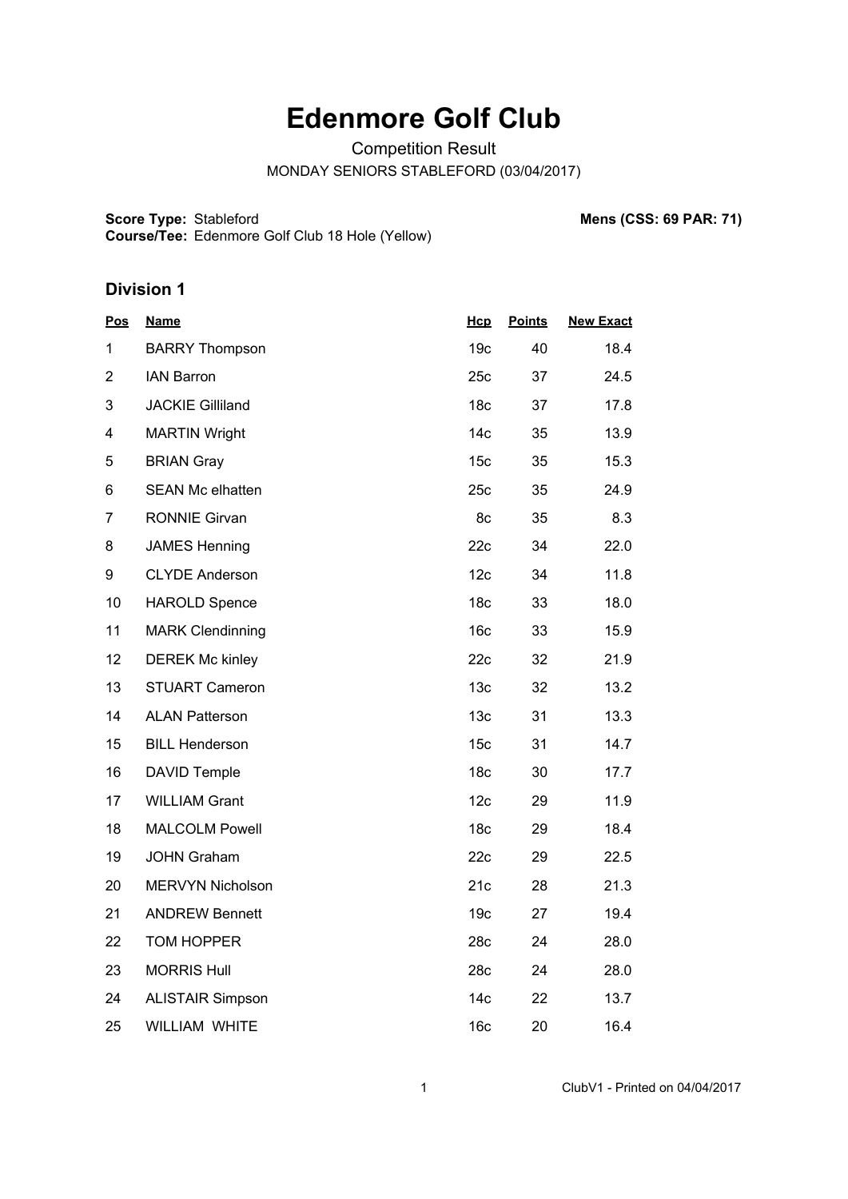# Edenmore Golf Club

Competition Result

MONDAY SENIORS STABLEFORD (03/04/2017)

**Score Type:** Stableford **Mens (CSS: 69 PAR: 71)**
**Course/Tee:** Edenmore Golf Club 18 Hole (Yellow)

## Division 1

| Pos | Name | Hcp | Points | New Exact |
|---|---|---|---|---|
| 1 | BARRY Thompson | 19c | 40 | 18.4 |
| 2 | IAN Barron | 25c | 37 | 24.5 |
| 3 | JACKIE Gilliland | 18c | 37 | 17.8 |
| 4 | MARTIN Wright | 14c | 35 | 13.9 |
| 5 | BRIAN Gray | 15c | 35 | 15.3 |
| 6 | SEAN Mc elhatten | 25c | 35 | 24.9 |
| 7 | RONNIE Girvan | 8c | 35 | 8.3 |
| 8 | JAMES Henning | 22c | 34 | 22.0 |
| 9 | CLYDE Anderson | 12c | 34 | 11.8 |
| 10 | HAROLD Spence | 18c | 33 | 18.0 |
| 11 | MARK Clendinning | 16c | 33 | 15.9 |
| 12 | DEREK Mc kinley | 22c | 32 | 21.9 |
| 13 | STUART Cameron | 13c | 32 | 13.2 |
| 14 | ALAN Patterson | 13c | 31 | 13.3 |
| 15 | BILL Henderson | 15c | 31 | 14.7 |
| 16 | DAVID Temple | 18c | 30 | 17.7 |
| 17 | WILLIAM Grant | 12c | 29 | 11.9 |
| 18 | MALCOLM Powell | 18c | 29 | 18.4 |
| 19 | JOHN Graham | 22c | 29 | 22.5 |
| 20 | MERVYN Nicholson | 21c | 28 | 21.3 |
| 21 | ANDREW Bennett | 19c | 27 | 19.4 |
| 22 | TOM HOPPER | 28c | 24 | 28.0 |
| 23 | MORRIS Hull | 28c | 24 | 28.0 |
| 24 | ALISTAIR Simpson | 14c | 22 | 13.7 |
| 25 | WILLIAM WHITE | 16c | 20 | 16.4 |

ClubV1 - Printed on 04/04/2017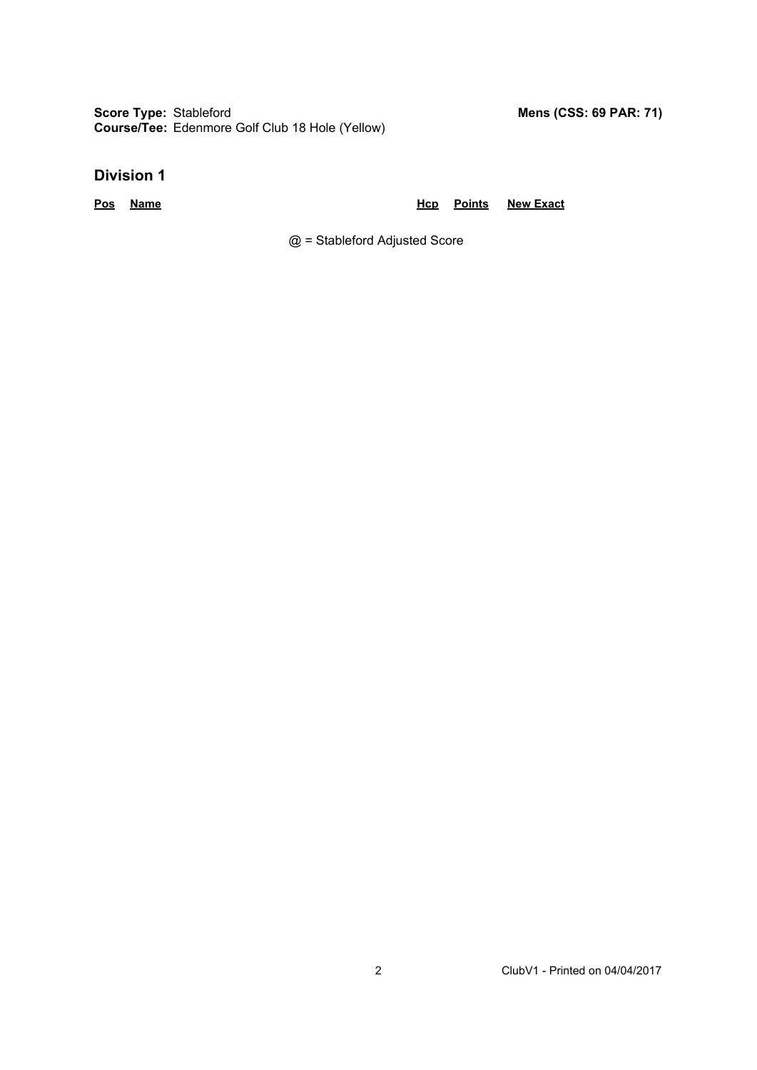**Score Type:** Stableford
**Course/Tee:** Edenmore Golf Club 18 Hole (Yellow)

**Mens (CSS: 69 PAR: 71)**

## Division 1

| Pos | Name | Hcp | Points | New Exact |
|---|---|---|---|---|

@ = Stableford Adjusted Score

ClubV1 - Printed on 04/04/2017